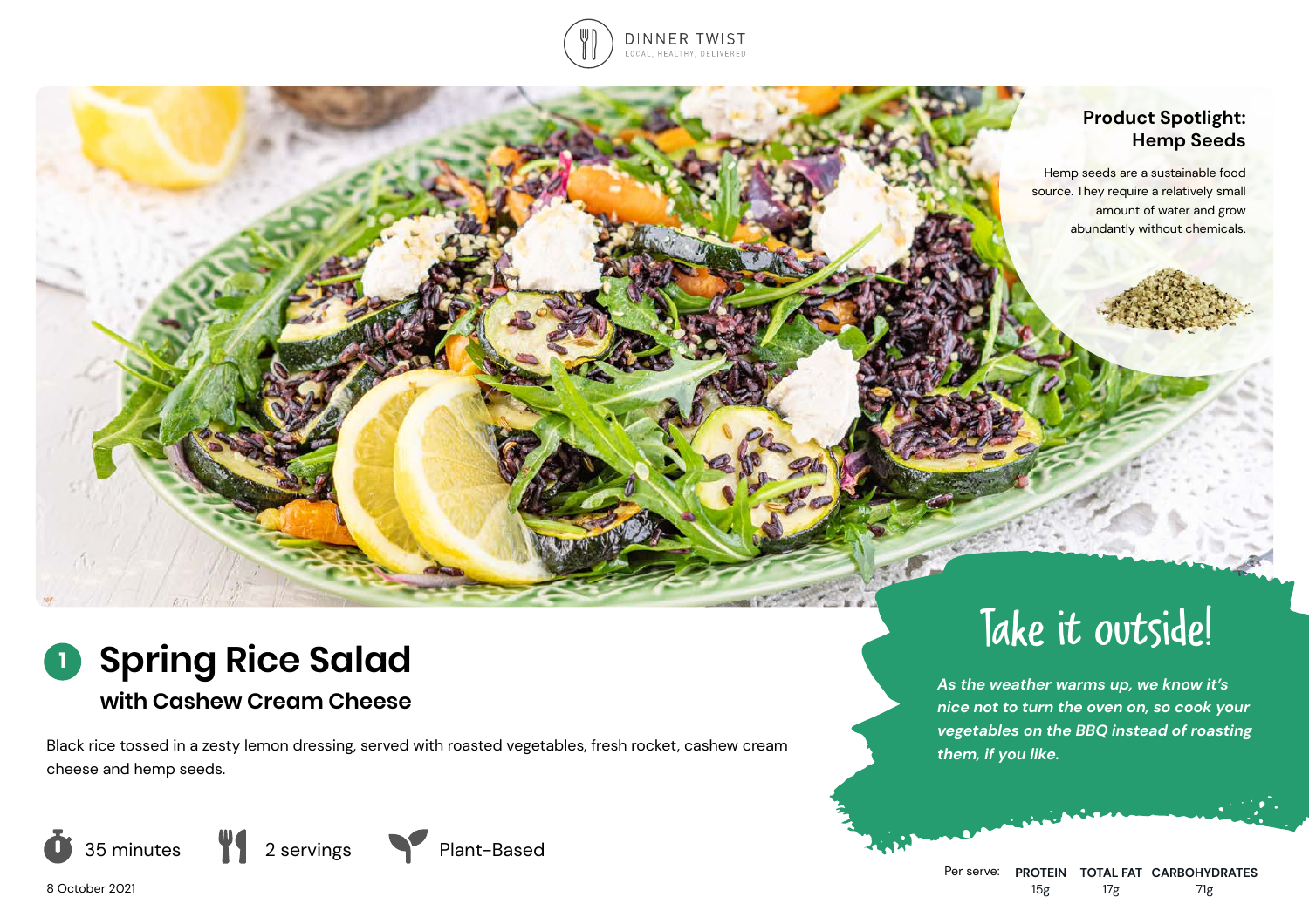DINNER TWIST
LOCAL, HEALTHY, DELIVERED

## Product Spotlight: Hemp Seeds

Hemp seeds are a sustainable food source. They require a relatively small amount of water and grow abundantly without chemicals.

# 1 Spring Rice Salad

## with Cashew Cream Cheese

Black rice tossed in a zesty lemon dressing, served with roasted vegetables, fresh rocket, cashew cream cheese and hemp seeds.

35 minutes | 2 servings | Plant-Based

8 October 2021

## Take it outside!

*As the weather warms up, we know it's nice not to turn the oven on, so cook your vegetables on the BBQ instead of roasting them, if you like.*

| Per serve: | PROTEIN | TOTAL FAT | CARBOHYDRATES |
|---|---|---|---|
| | 15g | 17g | 71g |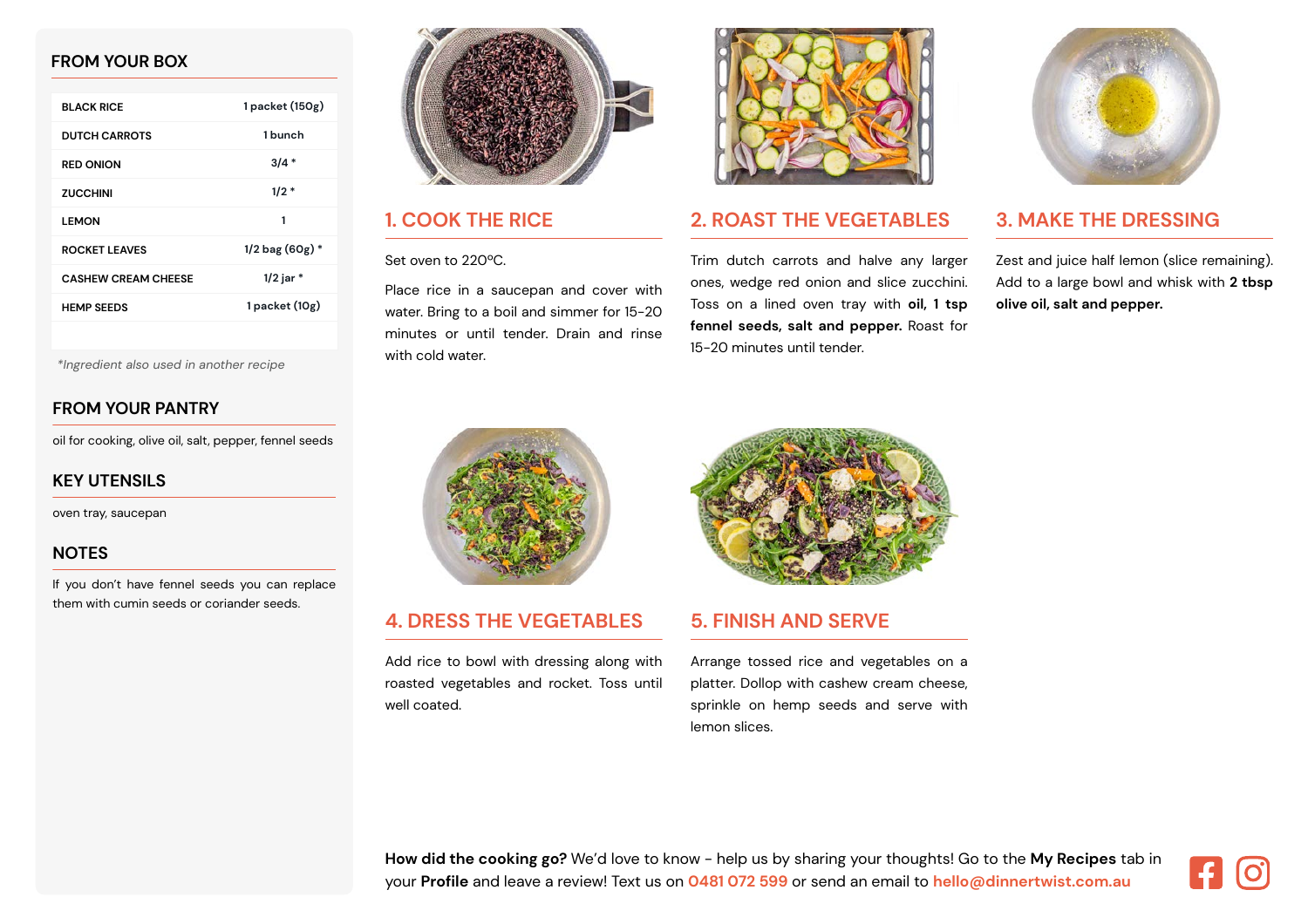## FROM YOUR BOX

| | |
|---|---|
| BLACK RICE | 1 packet (150g) |
| DUTCH CARROTS | 1 bunch |
| RED ONION | 3/4 * |
| ZUCCHINI | 1/2 * |
| LEMON | 1 |
| ROCKET LEAVES | 1/2 bag (60g) * |
| CASHEW CREAM CHEESE | 1/2 jar * |
| HEMP SEEDS | 1 packet (10g) |

*\*Ingredient also used in another recipe*

## FROM YOUR PANTRY

oil for cooking, olive oil, salt, pepper, fennel seeds

## KEY UTENSILS

oven tray, saucepan

## NOTES

If you don't have fennel seeds you can replace them with cumin seeds or coriander seeds.

## 1. COOK THE RICE

Set oven to 220°C.

Place rice in a saucepan and cover with water. Bring to a boil and simmer for 15-20 minutes or until tender. Drain and rinse with cold water.

## 2. ROAST THE VEGETABLES

Trim dutch carrots and halve any larger ones, wedge red onion and slice zucchini. Toss on a lined oven tray with **oil, 1 tsp fennel seeds, salt and pepper.** Roast for 15-20 minutes until tender.

## 3. MAKE THE DRESSING

Zest and juice half lemon (slice remaining). Add to a large bowl and whisk with **2 tbsp olive oil, salt and pepper.**

## 4. DRESS THE VEGETABLES

Add rice to bowl with dressing along with roasted vegetables and rocket. Toss until well coated.

## 5. FINISH AND SERVE

Arrange tossed rice and vegetables on a platter. Dollop with cashew cream cheese, sprinkle on hemp seeds and serve with lemon slices.

**How did the cooking go?** We'd love to know - help us by sharing your thoughts! Go to the **My Recipes** tab in your **Profile** and leave a review! Text us on 0481 072 599 or send an email to hello@dinnertwist.com.au